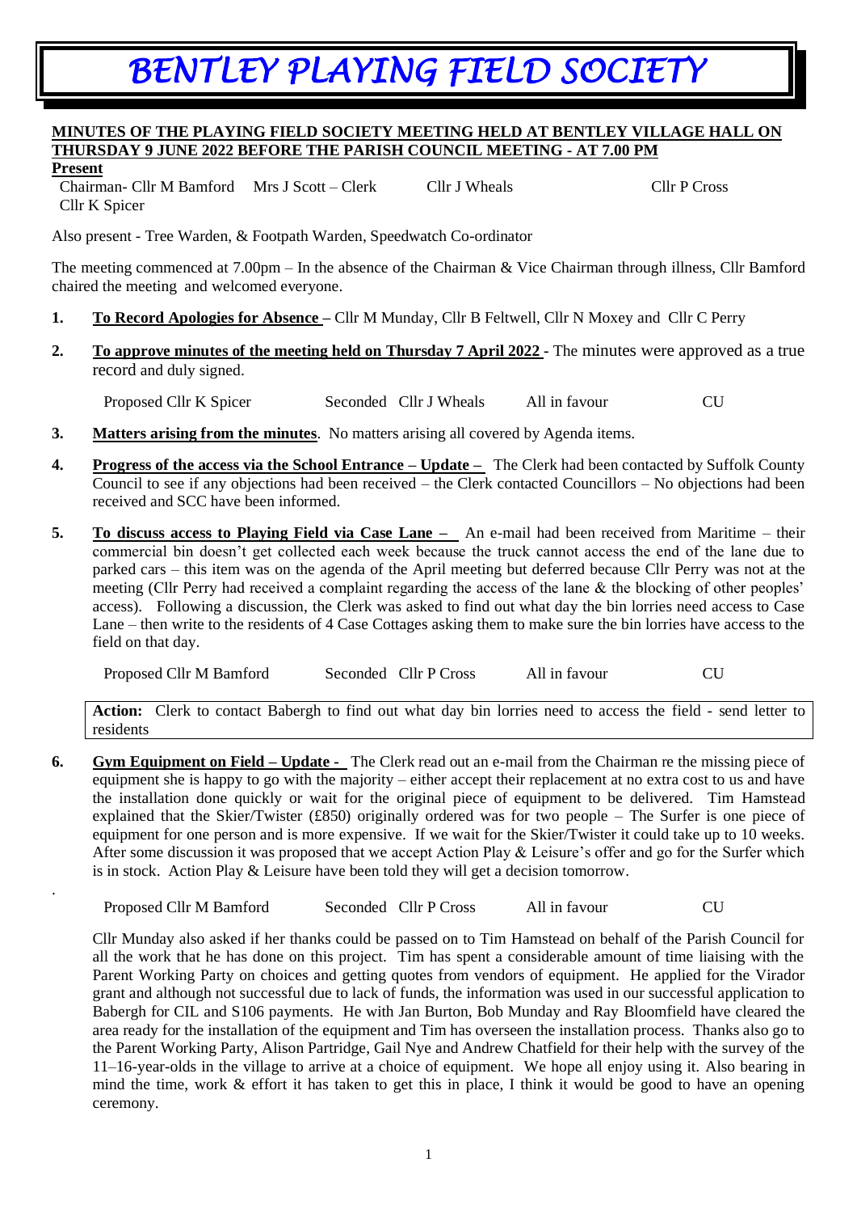# BENTLEY PLAYING FIELD SOCIETY

**MINUTES OF THE PLAYING FIELD SOCIETY MEETING HELD AT BENTLEY VILLAGE HALL ON THURSDAY 9 JUNE 2022 BEFORE THE PARISH COUNCIL MEETING - AT 7.00 PM**

**Present**

Chairman- Cllr M Bamford    Mrs J Scott – Clerk    Cllr J Wheals    Cllr P Cross    Cllr K Spicer

Also present - Tree Warden, & Footpath Warden, Speedwatch Co-ordinator

The meeting commenced at 7.00pm – In the absence of the Chairman & Vice Chairman through illness, Cllr Bamford chaired the meeting and welcomed everyone.

1. **To Record Apologies for Absence** – Cllr M Munday, Cllr B Feltwell, Cllr N Moxey and Cllr C Perry

2. **To approve minutes of the meeting held on Thursday 7 April 2022** - The minutes were approved as a true record and duly signed.

   Proposed Cllr K Spicer    Seconded Cllr J Wheals    All in favour    CU

3. **Matters arising from the minutes**. No matters arising all covered by Agenda items.

4. **Progress of the access via the School Entrance – Update** – The Clerk had been contacted by Suffolk County Council to see if any objections had been received – the Clerk contacted Councillors – No objections had been received and SCC have been informed.

5. **To discuss access to Playing Field via Case Lane** – An e-mail had been received from Maritime – their commercial bin doesn't get collected each week because the truck cannot access the end of the lane due to parked cars – this item was on the agenda of the April meeting but deferred because Cllr Perry was not at the meeting (Cllr Perry had received a complaint regarding the access of the lane & the blocking of other peoples' access). Following a discussion, the Clerk was asked to find out what day the bin lorries need access to Case Lane – then write to the residents of 4 Case Cottages asking them to make sure the bin lorries have access to the field on that day.

   Proposed Cllr M Bamford    Seconded Cllr P Cross    All in favour    CU

   **Action:** Clerk to contact Babergh to find out what day bin lorries need to access the field - send letter to residents

6. **Gym Equipment on Field – Update** - The Clerk read out an e-mail from the Chairman re the missing piece of equipment she is happy to go with the majority – either accept their replacement at no extra cost to us and have the installation done quickly or wait for the original piece of equipment to be delivered. Tim Hamstead explained that the Skier/Twister (£850) originally ordered was for two people – The Surfer is one piece of equipment for one person and is more expensive. If we wait for the Skier/Twister it could take up to 10 weeks. After some discussion it was proposed that we accept Action Play & Leisure's offer and go for the Surfer which is in stock. Action Play & Leisure have been told they will get a decision tomorrow.

   Proposed Cllr M Bamford    Seconded Cllr P Cross    All in favour    CU

   Cllr Munday also asked if her thanks could be passed on to Tim Hamstead on behalf of the Parish Council for all the work that he has done on this project. Tim has spent a considerable amount of time liaising with the Parent Working Party on choices and getting quotes from vendors of equipment. He applied for the Virador grant and although not successful due to lack of funds, the information was used in our successful application to Babergh for CIL and S106 payments. He with Jan Burton, Bob Munday and Ray Bloomfield have cleared the area ready for the installation of the equipment and Tim has overseen the installation process. Thanks also go to the Parent Working Party, Alison Partridge, Gail Nye and Andrew Chatfield for their help with the survey of the 11–16-year-olds in the village to arrive at a choice of equipment. We hope all enjoy using it. Also bearing in mind the time, work & effort it has taken to get this in place, I think it would be good to have an opening ceremony.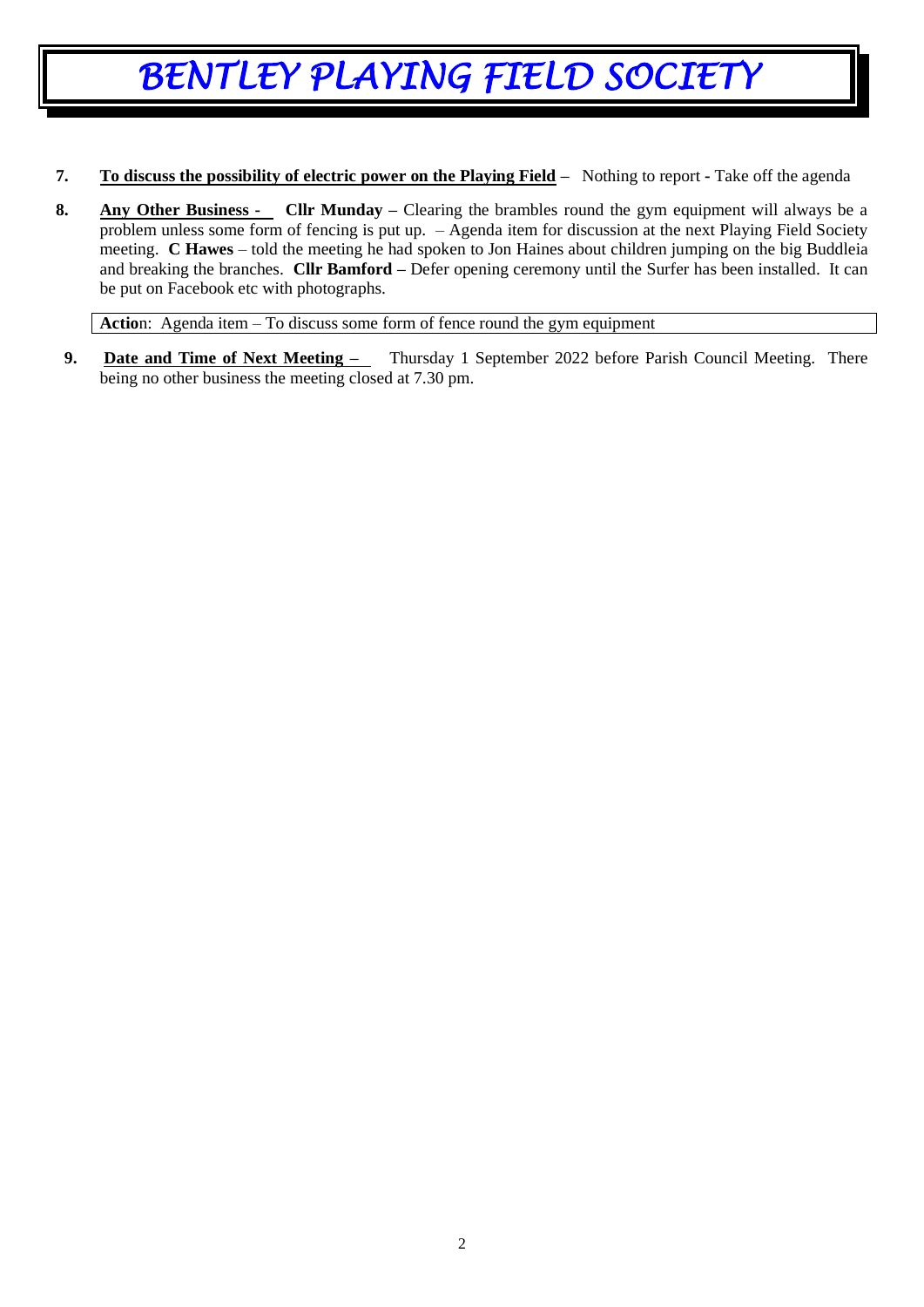# BENTLEY PLAYING FIELD SOCIETY

**7.** **To discuss the possibility of electric power on the Playing Field –** Nothing to report - Take off the agenda

**8.** **Any Other Business -** **Cllr Munday –** Clearing the brambles round the gym equipment will always be a problem unless some form of fencing is put up. – Agenda item for discussion at the next Playing Field Society meeting. **C Hawes** – told the meeting he had spoken to Jon Haines about children jumping on the big Buddleia and breaking the branches. **Cllr Bamford –** Defer opening ceremony until the Surfer has been installed. It can be put on Facebook etc with photographs.

**Actio**n: Agenda item – To discuss some form of fence round the gym equipment

**9.** **Date and Time of Next Meeting –** Thursday 1 September 2022 before Parish Council Meeting. There being no other business the meeting closed at 7.30 pm.